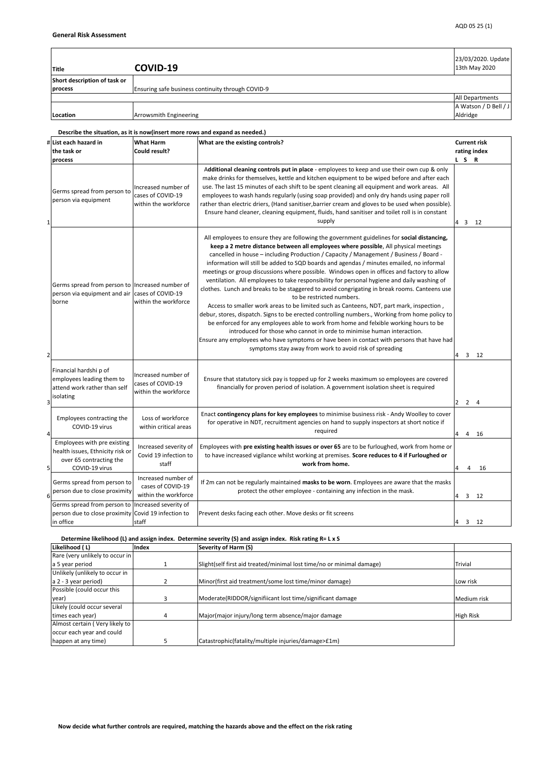**General Risk Assessment**

| | | |
|---|---|---|
| **Title** | **COVID-19** | 23/03/2020. Update 13th May 2020 |
| **Short description of task or process** | Ensuring safe business continuity through COVID-9 | |
| | | All Departments |
| **Location** | Arrowsmith Engineering | A Watson / D Bell / J Aldridge |

**Describe the situation, as it is now(insert more rows and expand as needed.)**

| # | List each hazard in the task or process | What Harm Could result? | What are the existing controls? | Current risk rating index L | S | R |
|---|---|---|---|---|---|---|
| 1 | Germs spread from person to person via equipment | Increased number of cases of COVID-19 within the workforce | A**dditional cleaning controls put in place** - employees to keep and use their own cup & only make drinks for themselves, kettle and kitchen equipment to be wiped before and after each use. The last 15 minutes of each shift to be spent cleaning all equipment and work areas. All employees to wash hands regularly (using soap provided) and only dry hands using paper roll rather than electric driers, (Hand sanitiser,barrier cream and gloves to be used when possible). Ensure hand cleaner, cleaning equipment, fluids, hand sanitiser and toilet roll is in constant supply | 4 | 3 | 12 |
| 2 | Germs spread from person to person via equipment and air borne | Increased number of cases of COVID-19 within the workforce | All employees to ensure they are following the government guidelines for **social distancing, keep a 2 metre distance between all employees where possible**, All physical meetings cancelled in house – including Production / Capacity / Management / Business / Board - information will still be added to SQD boards and agendas / minutes emailed, no informal meetings or group discussions where possible. Windows open in offices and factory to allow ventilation. All employees to take responsibility for personal hygiene and daily washing of clothes. Lunch and breaks to be staggered to avoid congrigating in break rooms. Canteens use to be restricted numbers. Access to smaller work areas to be limited such as Canteens, NDT, part mark, inspection , debur, stores, dispatch. Signs to be erected controlling numbers., Working from home policy to be enforced for any employees able to work from home and felxible working hours to be introduced for those who cannot in orde to minimise human interaction. Ensure any employees who have symptoms or have been in contact with persons that have had symptoms stay away from work to avoid risk of spreading | 4 | 3 | 12 |
| 3 | Financial hardshi p of employees leading them to attend work rather than self isolating | Increased number of cases of COVID-19 within the workforce | Ensure that statutory sick pay is topped up for 2 weeks maximum so employees are covered financially for proven period of isolation. A government isolation sheet is required | 2 | 2 | 4 |
| 4 | Employees contracting the COVID-19 virus | Loss of workforce within critical areas | Enact **contingency plans for key employees** to minimise business risk - Andy Woolley to cover for operative in NDT, recruitment agencies on hand to supply inspectors at short notice if required | 4 | 4 | 16 |
| 5 | Employees with pre existing health issues, Ethnicity risk or over 65 contracting the COVID-19 virus | Increased severity of Covid 19 infection to staff | Employees with **pre existing health issues or over 65** are to be furloughed, work from home or to have increased vigilance whilst working at premises. **Score reduces to 4 if Furloughed or work from home.** | 4 | 4 | 16 |
| 6 | Germs spread from person to person due to close proximity | Increased number of cases of COVID-19 within the workforce | If 2m can not be regularly maintained **masks to be worn**. Employees are aware that the masks protect the other employee - containing any infection in the mask. | 4 | 3 | 12 |
| | Germs spread from person to person due to close proximity in office | Increased severity of Covid 19 infection to staff | Prevent desks facing each other. Move desks or fit screens | 4 | 3 | 12 |

**Determine likelihood (L) and assign index. Determine severity (S) and assign index. Risk rating R= L x S**

| Likelihood ( L) | Index | Severity of Harm (S) | |
|---|---|---|---|
| Rare (very unlikely to occur in a 5 year period | 1 | Slight(self first aid treated/minimal lost time/no or minimal damage) | Trivial |
| Unlikely (unlikely to occur in a 2 - 3 year period) | 2 | Minor(first aid treatment/some lost time/minor damage) | Low risk |
| Possible (could occur this year) | 3 | Moderate(RIDDOR/signifiicant lost time/significant damage | Medium risk |
| Likely (could occur several times each year) | 4 | Major(major injury/long term absence/major damage | High Risk |
| Almost certain ( Very likely to occur each year and could happen at any time) | 5 | Catastrophic(fatality/multiple injuries/damage>£1m) | |

**Now decide what further controls are required, matching the hazards above and the effect on the risk rating**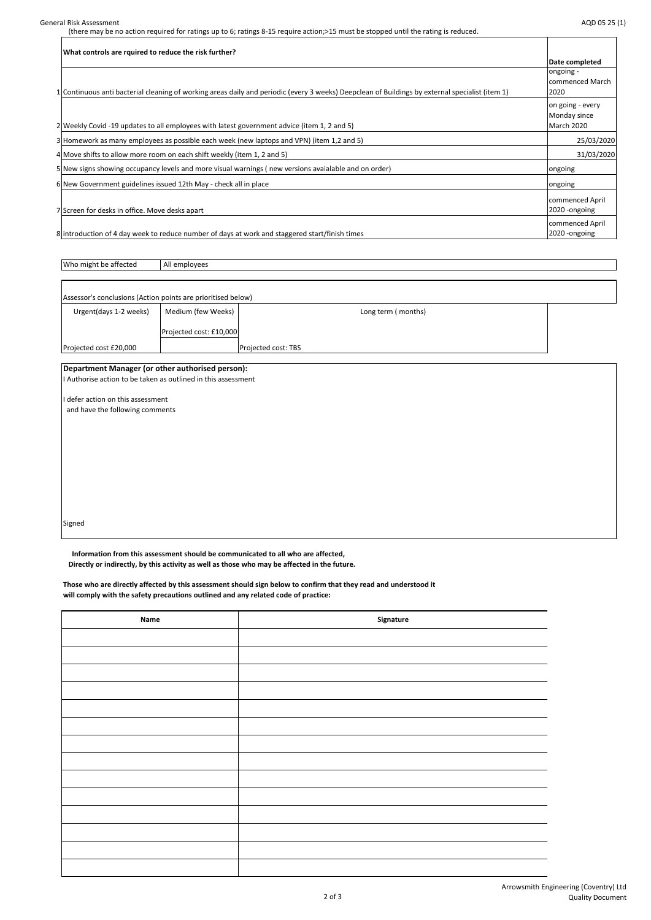(there may be no action required for ratings up to 6; ratings 8-15 require action;>15 must be stopped until the rating is reduced.

| | What controls are rquired to reduce the risk further? | Date completed |
|---|---|---|
| 1 | Continuous anti bacterial cleaning of working areas daily and periodic (every 3 weeks) Deepclean of Buildings by external specialist (item 1) | ongoing - commenced March 2020 |
| 2 | Weekly Covid -19 updates to all employees with latest government advice (item 1, 2 and 5) | on going - every Monday since March 2020 |
| 3 | Homework as many employees as possible each week (new laptops and VPN) (item 1,2 and 5) | 25/03/2020 |
| 4 | Move shifts to allow more room on each shift weekly (item 1, 2 and 5) | 31/03/2020 |
| 5 | New signs showing occupancy levels and more visual warnings ( new versions avaialable and on order) | ongoing |
| 6 | New Government guidelines issued 12th May - check all in place | ongoing |
| 7 | Screen for desks in office. Move desks apart | commenced April 2020 -ongoing |
| 8 | introduction of 4 day week to reduce number of days at work and staggered start/finish times | commenced April 2020 -ongoing |

| Who might be affected | All employees |
|---|---|

Assessor's conclusions (Action points are prioritised below)

| Urgent(days 1-2 weeks) | Medium (few Weeks) | Long term ( months) |
|---|---|---|
| | Projected cost: £10,000 | |
| Projected cost £20,000 | | Projected cost: TBS |

**Department Manager (or other authorised person):**

I Authorise action to be taken as outlined in this assessment

I defer action on this assessment
and have the following comments

Signed

**Information from this assessment should be communicated to all who are affected, Directly or indirectly, by this activity as well as those who may be affected in the future.**

**Those who are directly affected by this assessment should sign below to confirm that they read and understood it will comply with the safety precautions outlined and any related code of practice:**

| Name | Signature |
|---|---|
| | |
| | |
| | |
| | |
| | |
| | |
| | |
| | |
| | |
| | |
| | |
| | |
| | |
| | |

Arrowsmith Engineering (Coventry) Ltd
Quality Document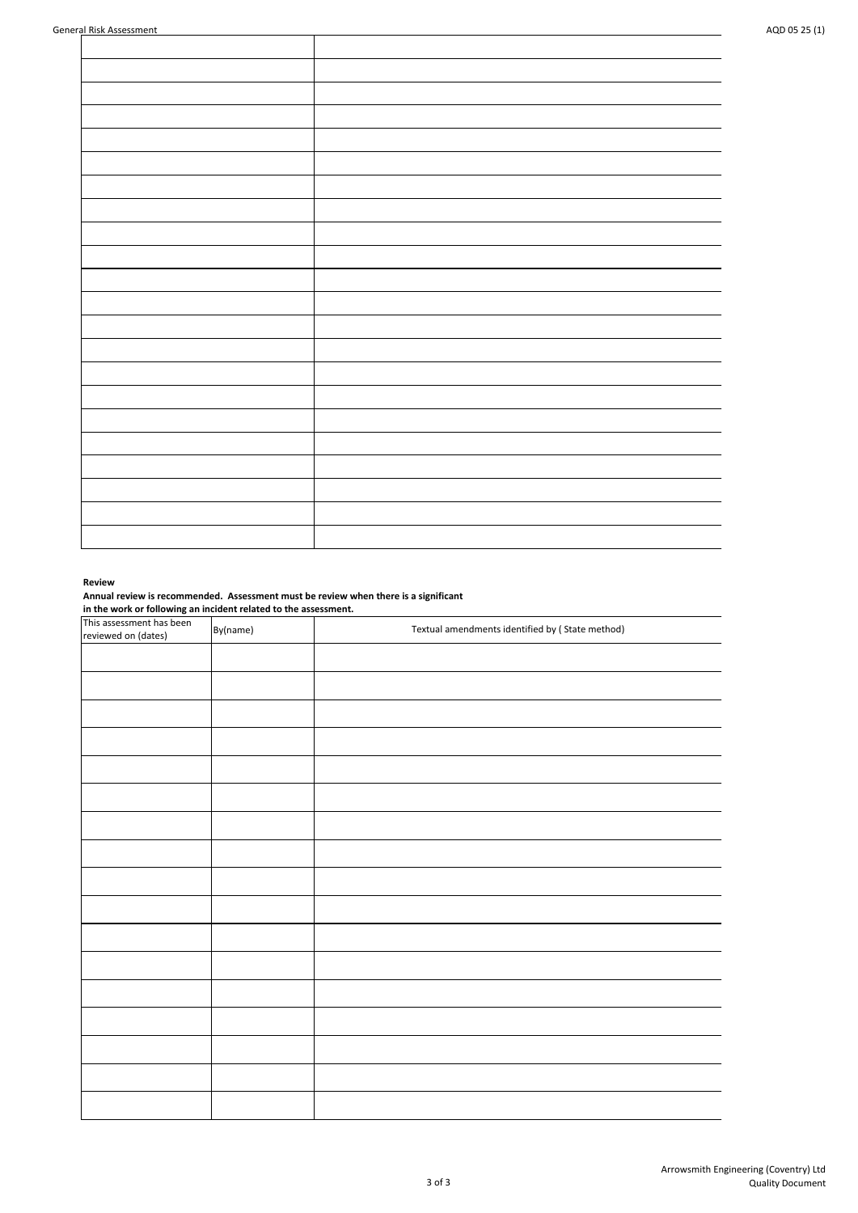| | |
|---|---|
| | |
| | |
| | |
| | |
| | |
| | |
| | |
| | |
| | |
| | |
| | |
| | |
| | |
| | |
| | |
| | |
| | |
| | |
| | |
| | |
| | |
| | |

**Review**

**Annual review is recommended. Assessment must be review when there is a significant in the work or following an incident related to the assessment.**

| This assessment has been reviewed on (dates) | By(name) | Textual amendments identified by ( State method) |
|---|---|---|
| | | |
| | | |
| | | |
| | | |
| | | |
| | | |
| | | |
| | | |
| | | |
| | | |
| | | |
| | | |
| | | |
| | | |
| | | |
| | | |
| | | |

Arrowsmith Engineering (Coventry) Ltd
Quality Document